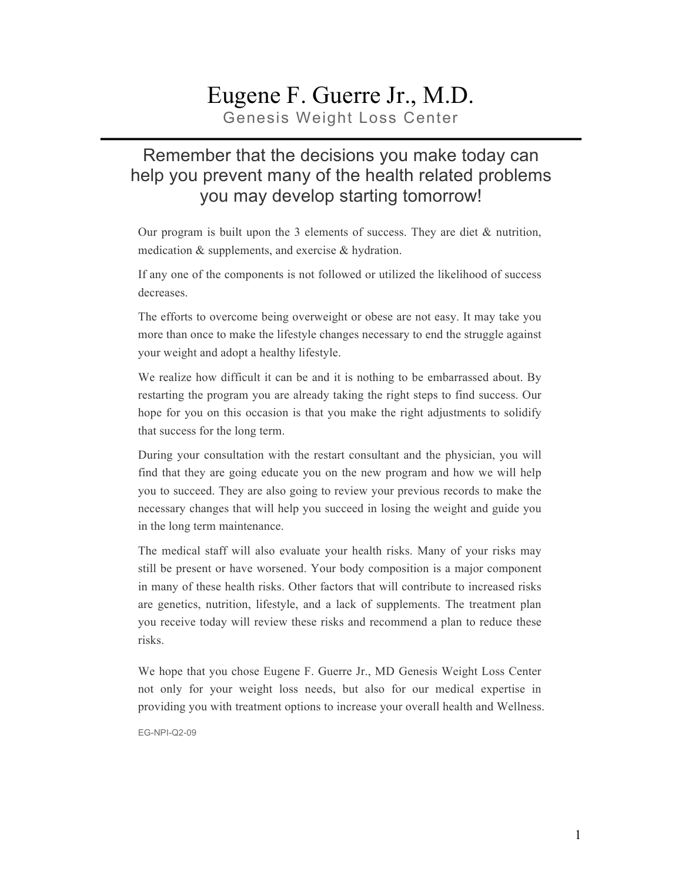# Eugene F. Guerre Jr., M.D.

Genesis Weight Loss Center

## Remember that the decisions you make today can help you prevent many of the health related problems you may develop starting tomorrow!

Our program is built upon the 3 elements of success. They are diet & nutrition, medication & supplements, and exercise & hydration.

If any one of the components is not followed or utilized the likelihood of success decreases.

The efforts to overcome being overweight or obese are not easy. It may take you more than once to make the lifestyle changes necessary to end the struggle against your weight and adopt a healthy lifestyle.

We realize how difficult it can be and it is nothing to be embarrassed about. By restarting the program you are already taking the right steps to find success. Our hope for you on this occasion is that you make the right adjustments to solidify that success for the long term.

During your consultation with the restart consultant and the physician, you will find that they are going educate you on the new program and how we will help you to succeed. They are also going to review your previous records to make the necessary changes that will help you succeed in losing the weight and guide you in the long term maintenance.

The medical staff will also evaluate your health risks. Many of your risks may still be present or have worsened. Your body composition is a major component in many of these health risks. Other factors that will contribute to increased risks are genetics, nutrition, lifestyle, and a lack of supplements. The treatment plan you receive today will review these risks and recommend a plan to reduce these risks.

We hope that you chose Eugene F. Guerre Jr., MD Genesis Weight Loss Center not only for your weight loss needs, but also for our medical expertise in providing you with treatment options to increase your overall health and Wellness.

EG-NPI-Q2-09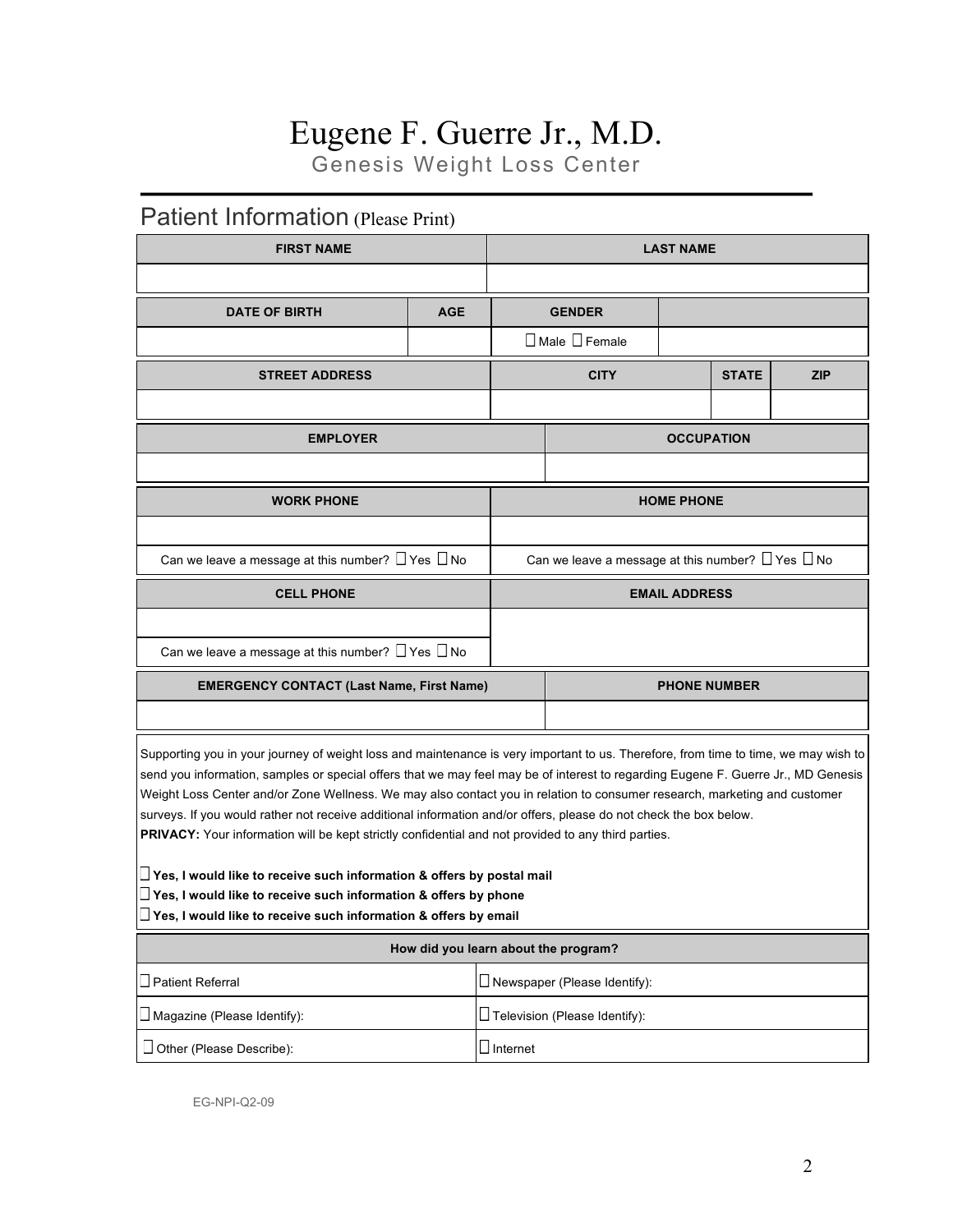# Eugene F. Guerre Jr., M.D.

Genesis Weight Loss Center

## Patient Information (Please Print)

| FIRST NAME | LAST NAME |
|---|---|
| | |

| DATE OF BIRTH | AGE | GENDER | |
|---|---|---|---|
| | | ☐ Male ☐ Female | |

| STREET ADDRESS | CITY | STATE | ZIP |
|---|---|---|---|
| | | | |

| EMPLOYER | OCCUPATION |
|---|---|
| | |

| WORK PHONE | HOME PHONE |
|---|---|
| | |
| Can we leave a message at this number? ☐ Yes ☐ No | Can we leave a message at this number? ☐ Yes ☐ No |

| CELL PHONE | EMAIL ADDRESS |
|---|---|
| | |
| Can we leave a message at this number? ☐ Yes ☐ No | |

| EMERGENCY CONTACT (Last Name, First Name) | PHONE NUMBER |
|---|---|
| | |

Supporting you in your journey of weight loss and maintenance is very important to us. Therefore, from time to time, we may wish to send you information, samples or special offers that we may feel may be of interest to regarding Eugene F. Guerre Jr., MD Genesis Weight Loss Center and/or Zone Wellness. We may also contact you in relation to consumer research, marketing and customer surveys. If you would rather not receive additional information and/or offers, please do not check the box below.

**PRIVACY:** Your information will be kept strictly confidential and not provided to any third parties.

- ☐ **Yes, I would like to receive such information & offers by postal mail**
- ☐ **Yes, I would like to receive such information & offers by phone**
- ☐ **Yes, I would like to receive such information & offers by email**

| How did you learn about the program? | |
|---|---|
| ☐ Patient Referral | ☐ Newspaper (Please Identify): |
| ☐ Magazine (Please Identify): | ☐ Television (Please Identify): |
| ☐ Other (Please Describe): | ☐ Internet |

EG-NPI-Q2-09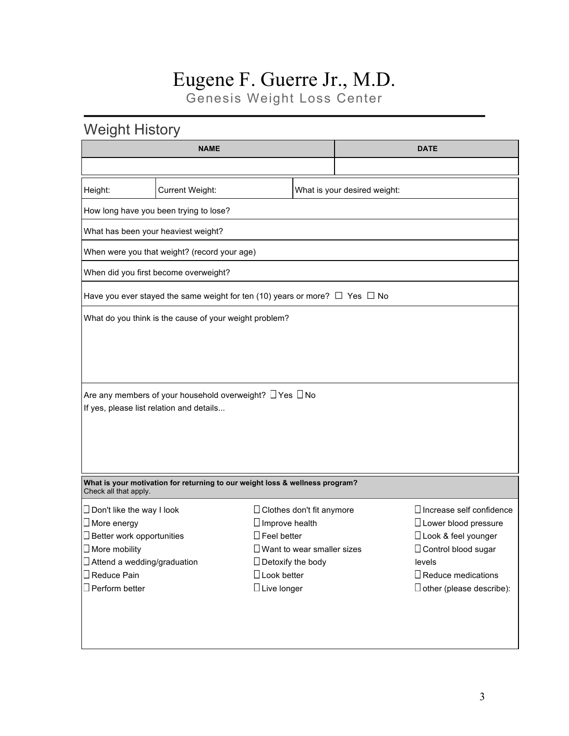# Eugene F. Guerre Jr., M.D.

## Genesis Weight Loss Center

## Weight History

| NAME | DATE |
|---|---|
| | |

| Height: | Current Weight: | What is your desired weight: |
|---|---|---|

How long have you been trying to lose?

What has been your heaviest weight?

When were you that weight? (record your age)

When did you first become overweight?

Have you ever stayed the same weight for ten (10) years or more? ☐ Yes ☐ No

What do you think is the cause of your weight problem?

Are any members of your household overweight? ☐ Yes ☐ No

If yes, please list relation and details...

**What is your motivation for returning to our weight loss & wellness program?**
Check all that apply.

- ☐ Don't like the way I look
- ☐ More energy
- ☐ Better work opportunities
- ☐ More mobility
- ☐ Attend a wedding/graduation
- ☐ Reduce Pain
- ☐ Perform better
- ☐ Clothes don't fit anymore
- ☐ Improve health
- ☐ Feel better
- ☐ Want to wear smaller sizes
- ☐ Detoxify the body
- ☐ Look better
- ☐ Live longer
- ☐ Increase self confidence
- ☐ Lower blood pressure
- ☐ Look & feel younger
- ☐ Control blood sugar levels
- ☐ Reduce medications
- ☐ other (please describe):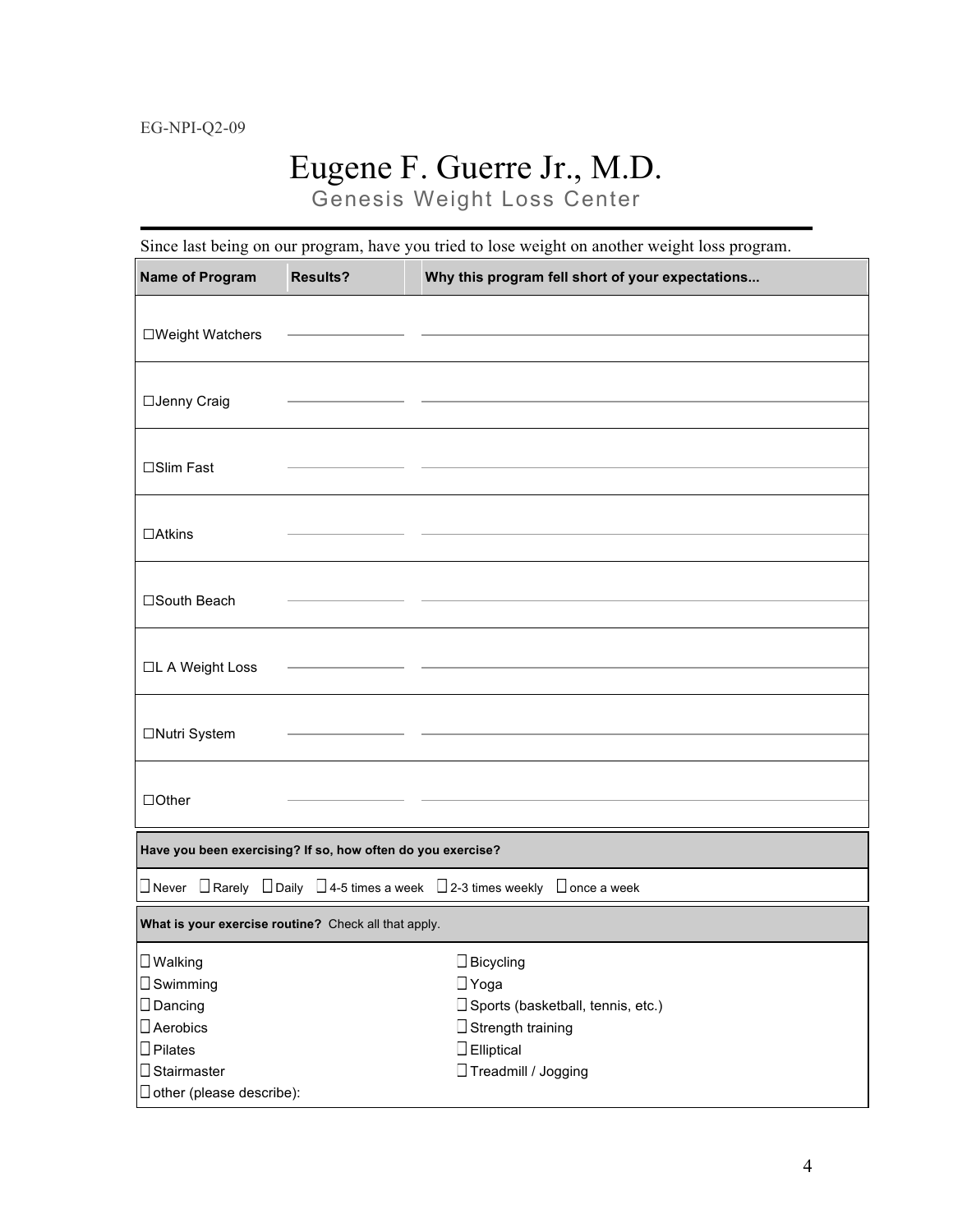EG-NPI-Q2-09

# Eugene F. Guerre Jr., M.D.

## Genesis Weight Loss Center

Since last being on our program, have you tried to lose weight on another weight loss program.

| Name of Program | Results? | Why this program fell short of your expectations... |
|---|---|---|
| ☐Weight Watchers | | |
| ☐Jenny Craig | | |
| ☐Slim Fast | | |
| ☐Atkins | | |
| ☐South Beach | | |
| ☐L A Weight Loss | | |
| ☐Nutri System | | |
| ☐Other | | |

**Have you been exercising? If so, how often do you exercise?**

☐ Never ☐ Rarely ☐ Daily ☐ 4-5 times a week ☐ 2-3 times weekly ☐ once a week

**What is your exercise routine?** Check all that apply.

- ☐ Walking
- ☐ Swimming
- ☐ Dancing
- ☐ Aerobics
- ☐ Pilates
- ☐ Stairmaster
- ☐ Bicycling
- ☐ Yoga
- ☐ Sports (basketball, tennis, etc.)
- ☐ Strength training
- ☐ Elliptical
- ☐ Treadmill / Jogging
- ☐ other (please describe):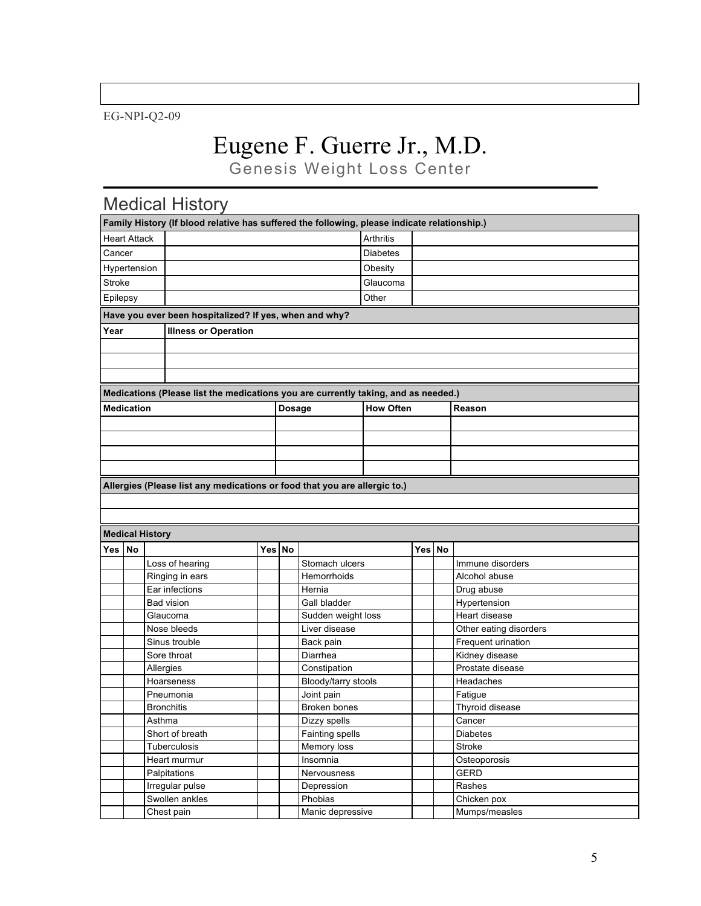EG-NPI-Q2-09

# Eugene F. Guerre Jr., M.D.

## Genesis Weight Loss Center

## Medical History

| Family History (If blood relative has suffered the following, please indicate relationship.) | | | |
|---|---|---|---|
| Heart Attack | | Arthritis | |
| Cancer | | Diabetes | |
| Hypertension | | Obesity | |
| Stroke | | Glaucoma | |
| Epilepsy | | Other | |

| Have you ever been hospitalized? If yes, when and why? | |
|---|---|
| **Year** | **Illness or Operation** |
| | |
| | |
| | |

| Medications (Please list the medications you are currently taking, and as needed.) | | | |
|---|---|---|---|
| **Medication** | **Dosage** | **How Often** | **Reason** |
| | | | |
| | | | |
| | | | |
| | | | |

| Allergies (Please list any medications or food that you are allergic to.) |
|---|
| |
| |

| Medical History | | | | | | | | |
|---|---|---|---|---|---|---|---|---|
| **Yes** | **No** | | **Yes** | **No** | | **Yes** | **No** | |
| | | Loss of hearing | | | Stomach ulcers | | | Immune disorders |
| | | Ringing in ears | | | Hemorrhoids | | | Alcohol abuse |
| | | Ear infections | | | Hernia | | | Drug abuse |
| | | Bad vision | | | Gall bladder | | | Hypertension |
| | | Glaucoma | | | Sudden weight loss | | | Heart disease |
| | | Nose bleeds | | | Liver disease | | | Other eating disorders |
| | | Sinus trouble | | | Back pain | | | Frequent urination |
| | | Sore throat | | | Diarrhea | | | Kidney disease |
| | | Allergies | | | Constipation | | | Prostate disease |
| | | Hoarseness | | | Bloody/tarry stools | | | Headaches |
| | | Pneumonia | | | Joint pain | | | Fatigue |
| | | Bronchitis | | | Broken bones | | | Thyroid disease |
| | | Asthma | | | Dizzy spells | | | Cancer |
| | | Short of breath | | | Fainting spells | | | Diabetes |
| | | Tuberculosis | | | Memory loss | | | Stroke |
| | | Heart murmur | | | Insomnia | | | Osteoporosis |
| | | Palpitations | | | Nervousness | | | GERD |
| | | Irregular pulse | | | Depression | | | Rashes |
| | | Swollen ankles | | | Phobias | | | Chicken pox |
| | | Chest pain | | | Manic depressive | | | Mumps/measles |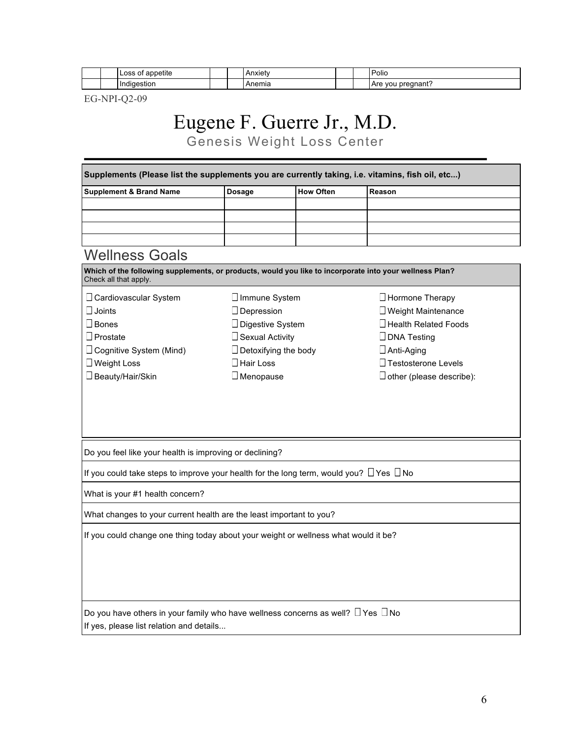| | | | | | | | | |
|---|---|---|---|---|---|---|---|---|
| | | Loss of appetite | | | Anxiety | | | Polio |
| | | Indigestion | | | Anemia | | | Are you pregnant? |

EG-NPI-Q2-09

# Eugene F. Guerre Jr., M.D.

## Genesis Weight Loss Center

| **Supplements (Please list the supplements you are currently taking, i.e. vitamins, fish oil, etc...)** | | | |
|---|---|---|---|
| **Supplement & Brand Name** | **Dosage** | **How Often** | **Reason** |
| | | | |
| | | | |
| | | | |
| | | | |

## Wellness Goals

**Which of the following supplements, or products, would you like to incorporate into your wellness Plan?**
Check all that apply.

- ❑ Cardiovascular System
- ❑ Joints
- ❑ Bones
- ❑ Prostate
- ❑ Cognitive System (Mind)
- ❑ Weight Loss
- ❑ Beauty/Hair/Skin
- ❑ Immune System
- ❑ Depression
- ❑ Digestive System
- ❑ Sexual Activity
- ❑ Detoxifying the body
- ❑ Hair Loss
- ❑ Menopause
- ❑ Hormone Therapy
- ❑ Weight Maintenance
- ❑ Health Related Foods
- ❑ DNA Testing
- ❑ Anti-Aging
- ❑ Testosterone Levels
- ❑ other (please describe):

Do you feel like your health is improving or declining?

If you could take steps to improve your health for the long term, would you? ❑ Yes ❑ No

What is your #1 health concern?

What changes to your current health are the least important to you?

If you could change one thing today about your weight or wellness what would it be?

Do you have others in your family who have wellness concerns as well? ❑ Yes ❑ No
If yes, please list relation and details...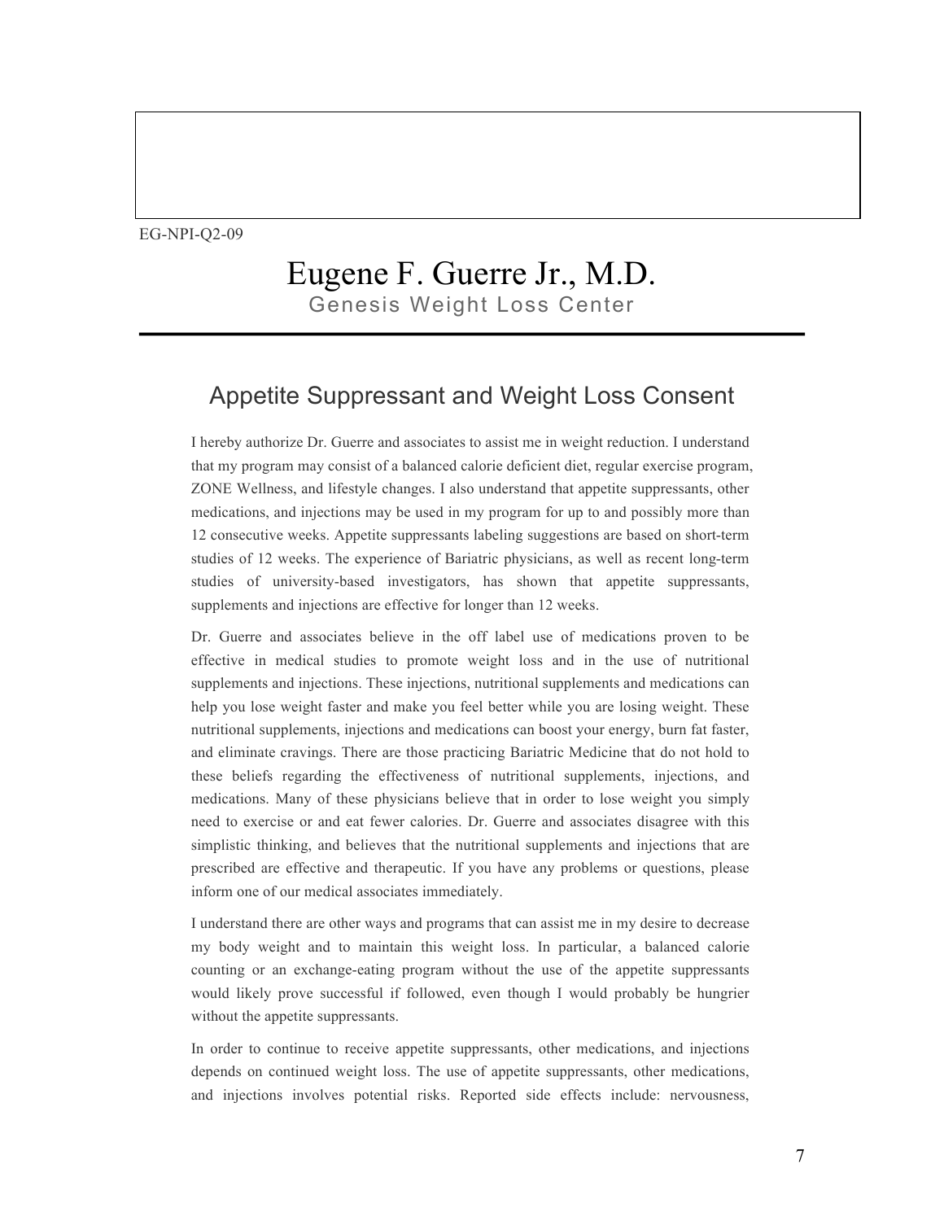EG-NPI-Q2-09

# Eugene F. Guerre Jr., M.D.

Genesis Weight Loss Center

## Appetite Suppressant and Weight Loss Consent

I hereby authorize Dr. Guerre and associates to assist me in weight reduction. I understand that my program may consist of a balanced calorie deficient diet, regular exercise program, ZONE Wellness, and lifestyle changes. I also understand that appetite suppressants, other medications, and injections may be used in my program for up to and possibly more than 12 consecutive weeks. Appetite suppressants labeling suggestions are based on short-term studies of 12 weeks. The experience of Bariatric physicians, as well as recent long-term studies of university-based investigators, has shown that appetite suppressants, supplements and injections are effective for longer than 12 weeks.

Dr. Guerre and associates believe in the off label use of medications proven to be effective in medical studies to promote weight loss and in the use of nutritional supplements and injections. These injections, nutritional supplements and medications can help you lose weight faster and make you feel better while you are losing weight. These nutritional supplements, injections and medications can boost your energy, burn fat faster, and eliminate cravings. There are those practicing Bariatric Medicine that do not hold to these beliefs regarding the effectiveness of nutritional supplements, injections, and medications. Many of these physicians believe that in order to lose weight you simply need to exercise or and eat fewer calories. Dr. Guerre and associates disagree with this simplistic thinking, and believes that the nutritional supplements and injections that are prescribed are effective and therapeutic. If you have any problems or questions, please inform one of our medical associates immediately.

I understand there are other ways and programs that can assist me in my desire to decrease my body weight and to maintain this weight loss. In particular, a balanced calorie counting or an exchange-eating program without the use of the appetite suppressants would likely prove successful if followed, even though I would probably be hungrier without the appetite suppressants.

In order to continue to receive appetite suppressants, other medications, and injections depends on continued weight loss. The use of appetite suppressants, other medications, and injections involves potential risks. Reported side effects include: nervousness,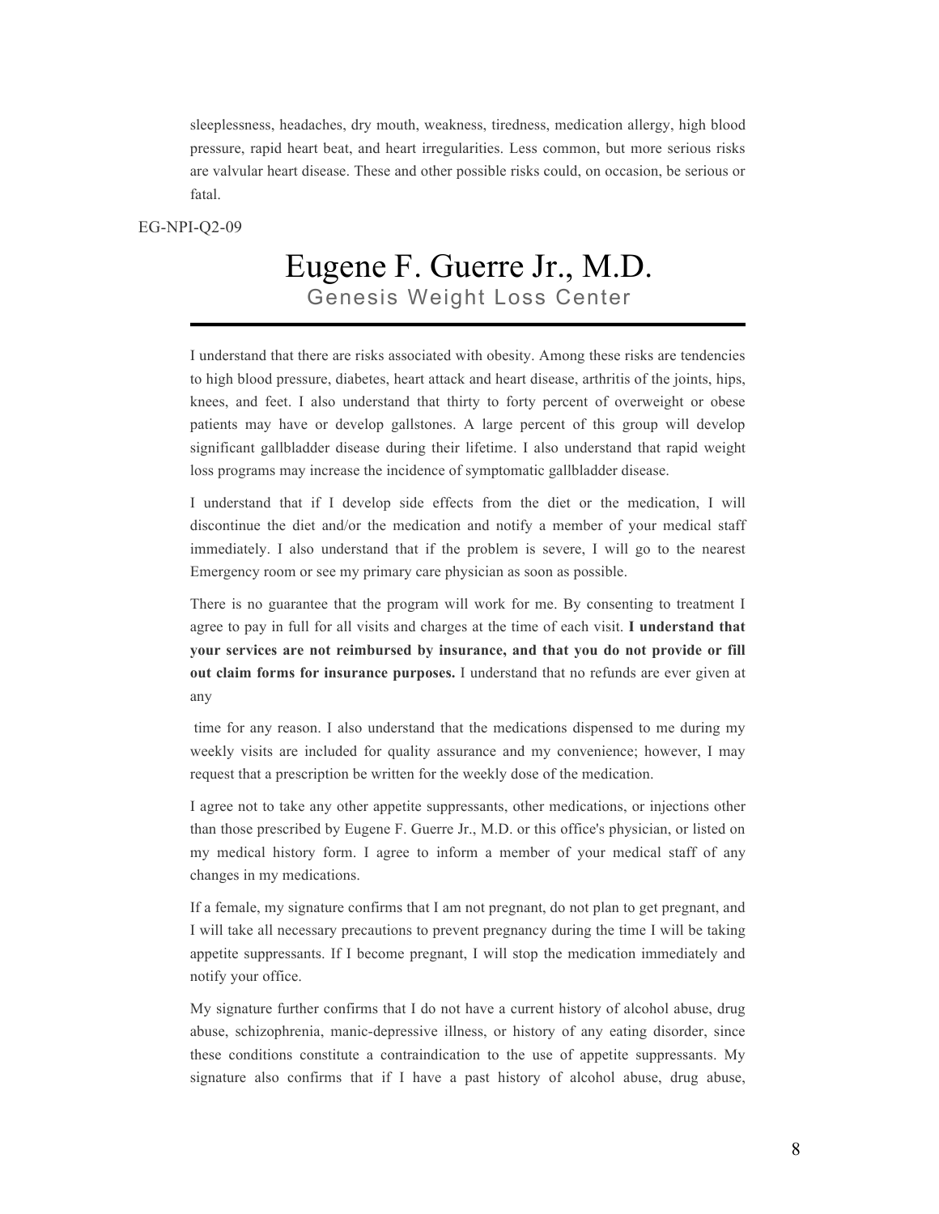sleeplessness, headaches, dry mouth, weakness, tiredness, medication allergy, high blood pressure, rapid heart beat, and heart irregularities. Less common, but more serious risks are valvular heart disease. These and other possible risks could, on occasion, be serious or fatal.

EG-NPI-Q2-09

# Eugene F. Guerre Jr., M.D.

Genesis Weight Loss Center

---

I understand that there are risks associated with obesity. Among these risks are tendencies to high blood pressure, diabetes, heart attack and heart disease, arthritis of the joints, hips, knees, and feet. I also understand that thirty to forty percent of overweight or obese patients may have or develop gallstones. A large percent of this group will develop significant gallbladder disease during their lifetime. I also understand that rapid weight loss programs may increase the incidence of symptomatic gallbladder disease.

I understand that if I develop side effects from the diet or the medication, I will discontinue the diet and/or the medication and notify a member of your medical staff immediately. I also understand that if the problem is severe, I will go to the nearest Emergency room or see my primary care physician as soon as possible.

There is no guarantee that the program will work for me. By consenting to treatment I agree to pay in full for all visits and charges at the time of each visit. **I understand that your services are not reimbursed by insurance, and that you do not provide or fill out claim forms for insurance purposes.** I understand that no refunds are ever given at any time for any reason. I also understand that the medications dispensed to me during my weekly visits are included for quality assurance and my convenience; however, I may request that a prescription be written for the weekly dose of the medication.

I agree not to take any other appetite suppressants, other medications, or injections other than those prescribed by Eugene F. Guerre Jr., M.D. or this office's physician, or listed on my medical history form. I agree to inform a member of your medical staff of any changes in my medications.

If a female, my signature confirms that I am not pregnant, do not plan to get pregnant, and I will take all necessary precautions to prevent pregnancy during the time I will be taking appetite suppressants. If I become pregnant, I will stop the medication immediately and notify your office.

My signature further confirms that I do not have a current history of alcohol abuse, drug abuse, schizophrenia, manic-depressive illness, or history of any eating disorder, since these conditions constitute a contraindication to the use of appetite suppressants. My signature also confirms that if I have a past history of alcohol abuse, drug abuse,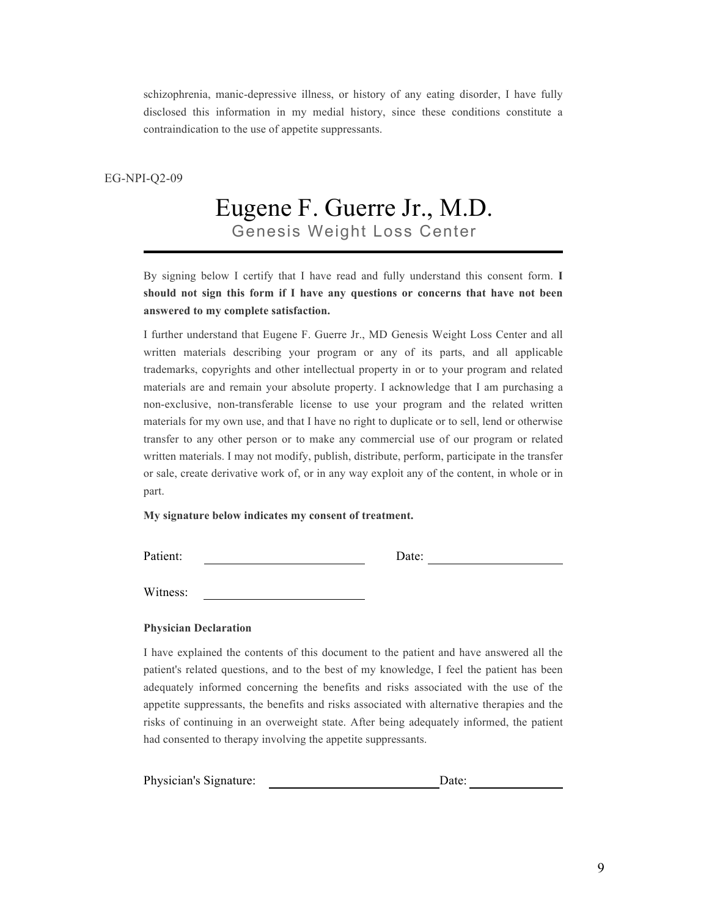schizophrenia, manic-depressive illness, or history of any eating disorder, I have fully disclosed this information in my medial history, since these conditions constitute a contraindication to the use of appetite suppressants.

EG-NPI-Q2-09

# Eugene F. Guerre Jr., M.D.

## Genesis Weight Loss Center

---

By signing below I certify that I have read and fully understand this consent form. **I should not sign this form if I have any questions or concerns that have not been answered to my complete satisfaction.**

I further understand that Eugene F. Guerre Jr., MD Genesis Weight Loss Center and all written materials describing your program or any of its parts, and all applicable trademarks, copyrights and other intellectual property in or to your program and related materials are and remain your absolute property. I acknowledge that I am purchasing a non-exclusive, non-transferable license to use your program and the related written materials for my own use, and that I have no right to duplicate or to sell, lend or otherwise transfer to any other person or to make any commercial use of our program or related written materials. I may not modify, publish, distribute, perform, participate in the transfer or sale, create derivative work of, or in any way exploit any of the content, in whole or in part.

**My signature below indicates my consent of treatment.**

Patient: ________________________ Date: ____________________

Witness: ________________________

**Physician Declaration**

I have explained the contents of this document to the patient and have answered all the patient's related questions, and to the best of my knowledge, I feel the patient has been adequately informed concerning the benefits and risks associated with the use of the appetite suppressants, the benefits and risks associated with alternative therapies and the risks of continuing in an overweight state. After being adequately informed, the patient had consented to therapy involving the appetite suppressants.

Physician's Signature: __________________________ Date: ______________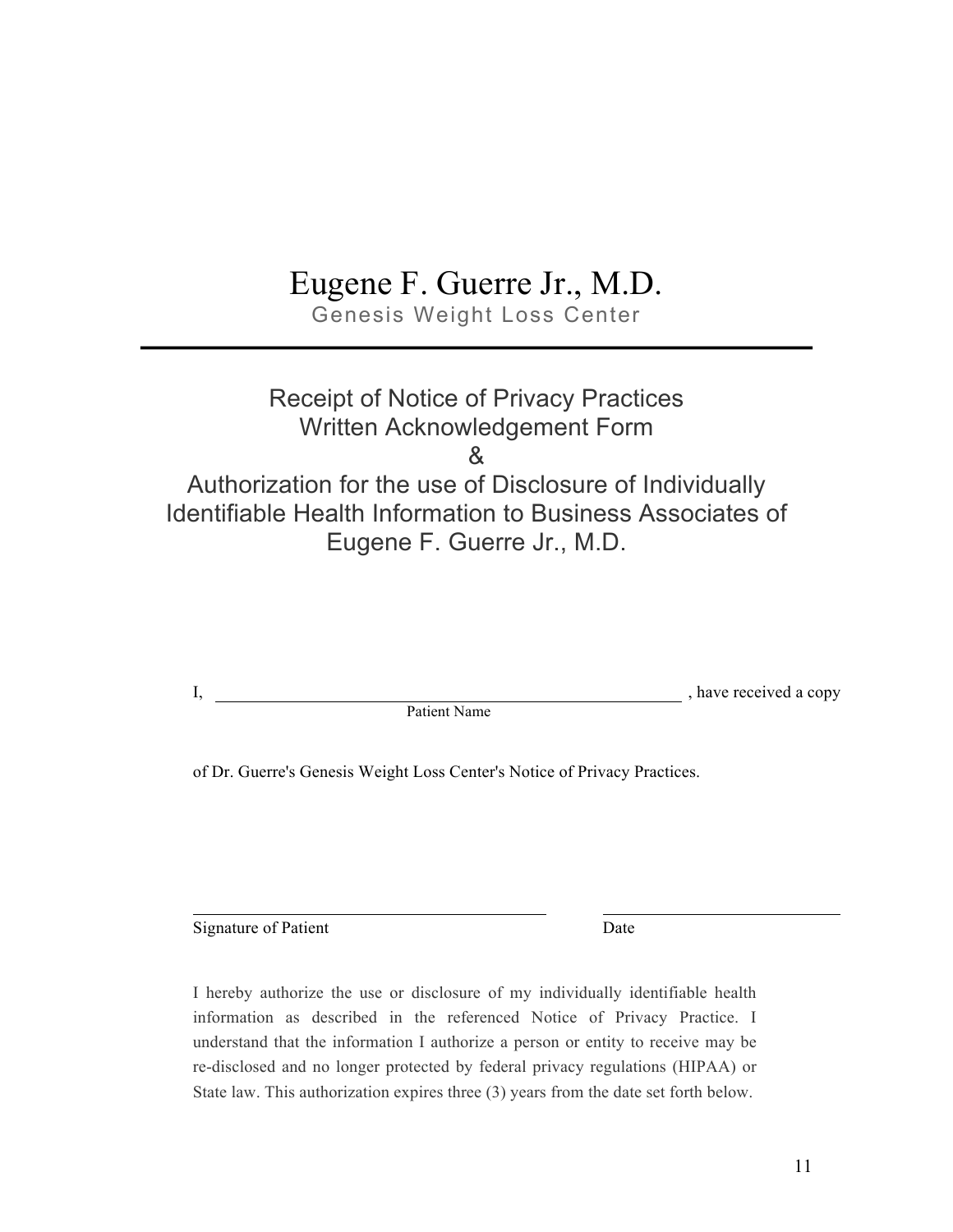# Eugene F. Guerre Jr., M.D.

Genesis Weight Loss Center

---

## Receipt of Notice of Privacy Practices
## Written Acknowledgement Form
## &
## Authorization for the use of Disclosure of Individually Identifiable Health Information to Business Associates of Eugene F. Guerre Jr., M.D.

I, ____________________________________________ , have received a copy
Patient Name

of Dr. Guerre's Genesis Weight Loss Center's Notice of Privacy Practices.

_________________________________ _______________________
Signature of Patient Date

I hereby authorize the use or disclosure of my individually identifiable health information as described in the referenced Notice of Privacy Practice. I understand that the information I authorize a person or entity to receive may be re-disclosed and no longer protected by federal privacy regulations (HIPAA) or State law. This authorization expires three (3) years from the date set forth below.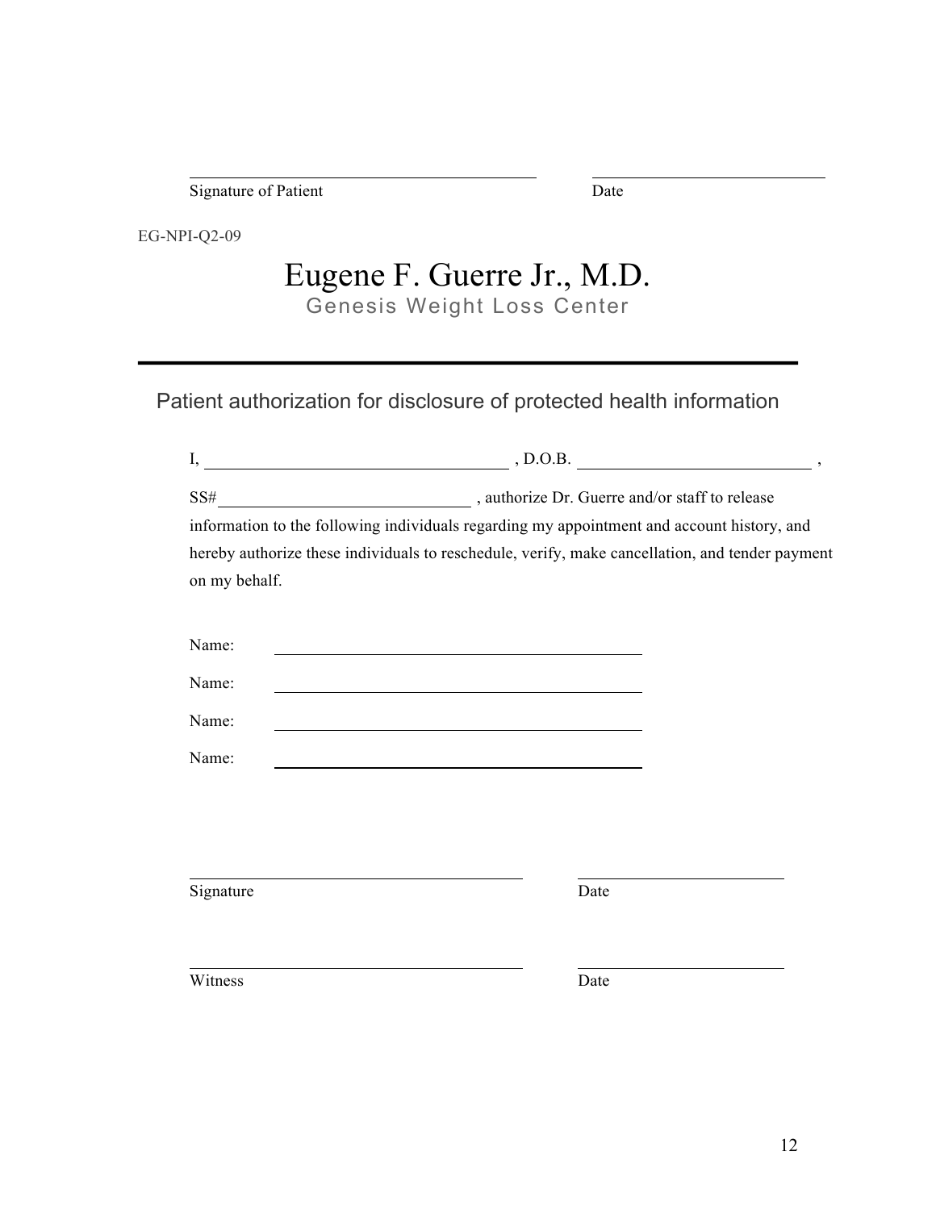______________________________ ______________________

Signature of Patient Date

EG-NPI-Q2-09

# Eugene F. Guerre Jr., M.D.

Genesis Weight Loss Center

---

## Patient authorization for disclosure of protected health information

I, ______________________________ , D.O.B. ______________________ ,

SS#________________________ , authorize Dr. Guerre and/or staff to release information to the following individuals regarding my appointment and account history, and hereby authorize these individuals to reschedule, verify, make cancellation, and tender payment on my behalf.

Name: ______________________________

Name: ______________________________

Name: ______________________________

Name: ______________________________

______________________________ ______________________

Signature Date

______________________________ ______________________

Witness Date